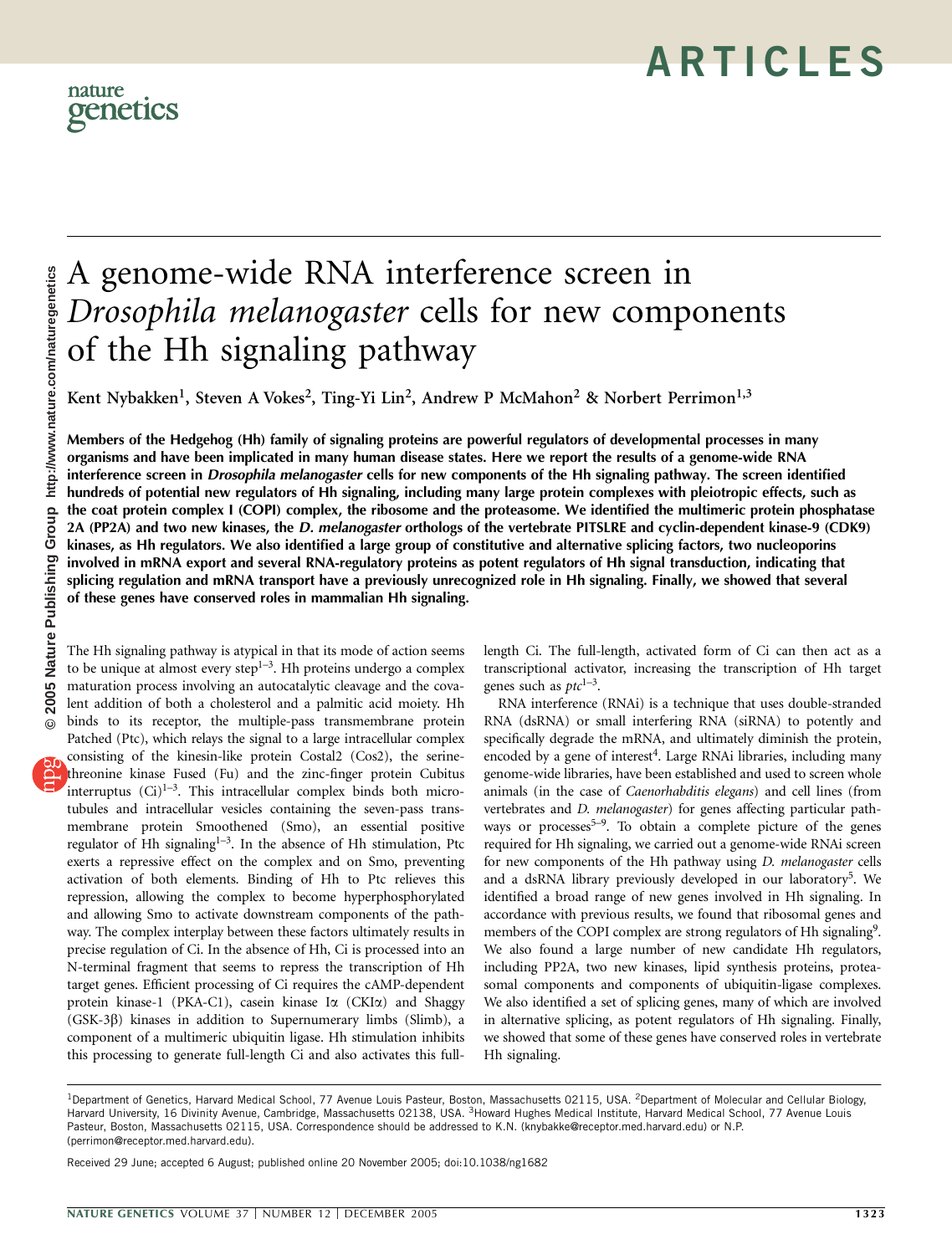# A genome-wide RNA interference screen in *Drosophila melanogaster* cells for new components of the Hh signaling pathway

Kent Nybakken[1], Steven A Vokes[2], Ting-Yi Lin[2], Andrew P McMahon[2] & Norbert Perrimon[1,3]

**Members of the Hedgehog (Hh) family of signaling proteins are powerful regulators of developmental processes in many organisms and have been implicated in many human disease states. Here we report the results of a genome-wide RNA interference screen in *Drosophila melanogaster* cells for new components of the Hh signaling pathway. The screen identified hundreds of potential new regulators of Hh signaling, including many large protein complexes with pleiotropic effects, such as the coat protein complex I (COPI) complex, the ribosome and the proteasome. We identified the multimeric protein phosphatase 2A (PP2A) and two new kinases, the *D. melanogaster* orthologs of the vertebrate PITSLRE and cyclin-dependent kinase-9 (CDK9) kinases, as Hh regulators. We also identified a large group of constitutive and alternative splicing factors, two nucleoporins involved in mRNA export and several RNA-regulatory proteins as potent regulators of Hh signal transduction, indicating that splicing regulation and mRNA transport have a previously unrecognized role in Hh signaling. Finally, we showed that several of these genes have conserved roles in mammalian Hh signaling.**

The Hh signaling pathway is atypical in that its mode of action seems to be unique at almost every step[1–3]. Hh proteins undergo a complex maturation process involving an autocatalytic cleavage and the covalent addition of both a cholesterol and a palmitic acid moiety. Hh binds to its receptor, the multiple-pass transmembrane protein Patched (Ptc), which relays the signal to a large intracellular complex consisting of the kinesin-like protein Costal2 (Cos2), the serine-threonine kinase Fused (Fu) and the zinc-finger protein Cubitus interruptus (Ci)[1–3]. This intracellular complex binds both microtubules and intracellular vesicles containing the seven-pass transmembrane protein Smoothened (Smo), an essential positive regulator of Hh signaling[1–3]. In the absence of Hh stimulation, Ptc exerts a repressive effect on the complex and on Smo, preventing activation of both elements. Binding of Hh to Ptc relieves this repression, allowing the complex to become hyperphosphorylated and allowing Smo to activate downstream components of the pathway. The complex interplay between these factors ultimately results in precise regulation of Ci. In the absence of Hh, Ci is processed into an N-terminal fragment that seems to repress the transcription of Hh target genes. Efficient processing of Ci requires the cAMP-dependent protein kinase-1 (PKA-C1), casein kinase Iα (CKIα) and Shaggy (GSK-3β) kinases in addition to Supernumerary limbs (Slimb), a component of a multimeric ubiquitin ligase. Hh stimulation inhibits this processing to generate full-length Ci and also activates this full-length Ci. The full-length, activated form of Ci can then act as a transcriptional activator, increasing the transcription of Hh target genes such as *ptc*[1–3].

RNA interference (RNAi) is a technique that uses double-stranded RNA (dsRNA) or small interfering RNA (siRNA) to potently and specifically degrade the mRNA, and ultimately diminish the protein, encoded by a gene of interest[4]. Large RNAi libraries, including many genome-wide libraries, have been established and used to screen whole animals (in the case of *Caenorhabditis elegans*) and cell lines (from vertebrates and *D. melanogaster*) for genes affecting particular pathways or processes[5–9]. To obtain a complete picture of the genes required for Hh signaling, we carried out a genome-wide RNAi screen for new components of the Hh pathway using *D. melanogaster* cells and a dsRNA library previously developed in our laboratory[5]. We identified a broad range of new genes involved in Hh signaling. In accordance with previous results, we found that ribosomal genes and members of the COPI complex are strong regulators of Hh signaling[9]. We also found a large number of new candidate Hh regulators, including PP2A, two new kinases, lipid synthesis proteins, proteasomal components and components of ubiquitin-ligase complexes. We also identified a set of splicing genes, many of which are involved in alternative splicing, as potent regulators of Hh signaling. Finally, we showed that some of these genes have conserved roles in vertebrate Hh signaling.

[1]Department of Genetics, Harvard Medical School, 77 Avenue Louis Pasteur, Boston, Massachusetts 02115, USA. [2]Department of Molecular and Cellular Biology, Harvard University, 16 Divinity Avenue, Cambridge, Massachusetts 02138, USA. [3]Howard Hughes Medical Institute, Harvard Medical School, 77 Avenue Louis Pasteur, Boston, Massachusetts 02115, USA. Correspondence should be addressed to K.N. (knybakke@receptor.med.harvard.edu) or N.P. (perrimon@receptor.med.harvard.edu).

Received 29 June; accepted 6 August; published online 20 November 2005; doi:10.1038/ng1682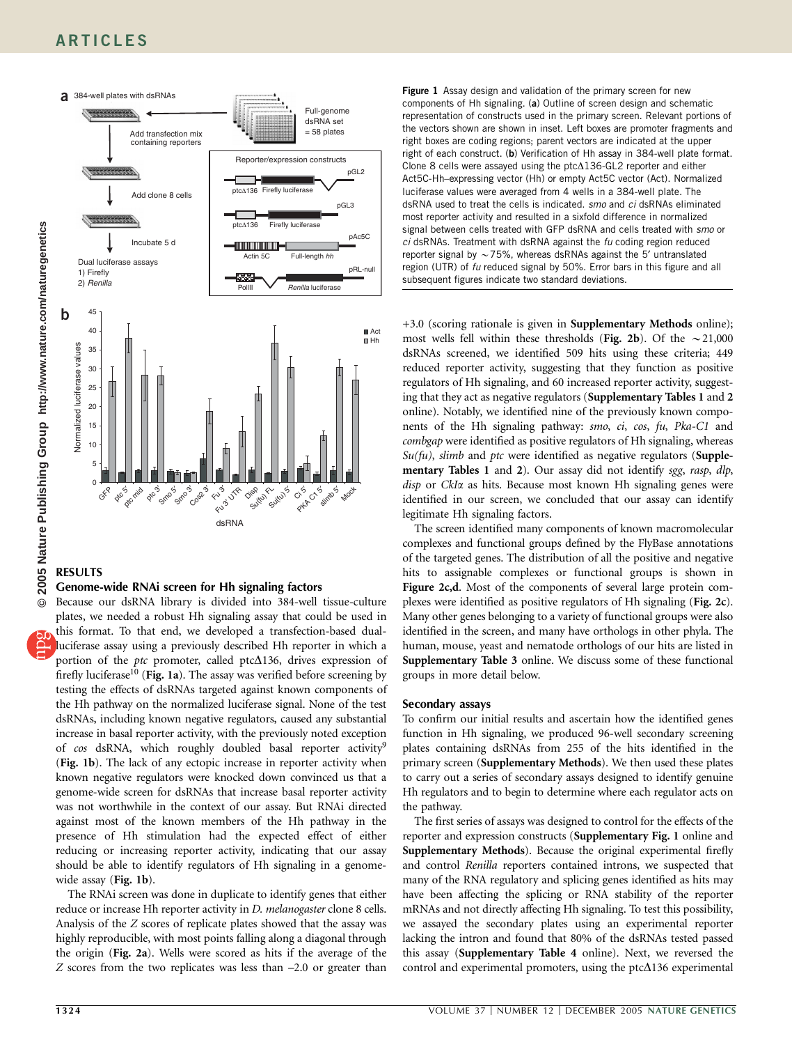**Figure 1** Assay design and validation of the primary screen for new components of Hh signaling. (**a**) Outline of screen design and schematic representation of constructs used in the primary screen. Relevant portions of the vectors shown are shown in inset. Left boxes are promoter fragments and right boxes are coding regions; parent vectors are indicated at the upper right of each construct. (**b**) Verification of Hh assay in 384-well plate format. Clone 8 cells were assayed using the ptcΔ136-GL2 reporter and either Act5C-Hh–expressing vector (Hh) or empty Act5C vector (Act). Normalized luciferase values were averaged from 4 wells in a 384-well plate. The dsRNA used to treat the cells is indicated. *smo* and *ci* dsRNAs eliminated most reporter activity and resulted in a sixfold difference in normalized signal between cells treated with GFP dsRNA and cells treated with *smo* or *ci* dsRNAs. Treatment with dsRNA against the *fu* coding region reduced reporter signal by ~75%, whereas dsRNAs against the 5′ untranslated region (UTR) of *fu* reduced signal by 50%. Error bars in this figure and all subsequent figures indicate two standard deviations.

## RESULTS

### Genome-wide RNAi screen for Hh signaling factors

Because our dsRNA library is divided into 384-well tissue-culture plates, we needed a robust Hh signaling assay that could be used in this format. To that end, we developed a transfection-based dual-luciferase assay using a previously described Hh reporter in which a portion of the *ptc* promoter, called ptcΔ136, drives expression of firefly luciferase[10] (**Fig. 1a**). The assay was verified before screening by testing the effects of dsRNAs targeted against known components of the Hh pathway on the normalized luciferase signal. None of the test dsRNAs, including known negative regulators, caused any substantial increase in basal reporter activity, with the previously noted exception of *cos* dsRNA, which roughly doubled basal reporter activity[9] (**Fig. 1b**). The lack of any ectopic increase in reporter activity when known negative regulators were knocked down convinced us that a genome-wide screen for dsRNAs that increase basal reporter activity was not worthwhile in the context of our assay. But RNAi directed against most of the known members of the Hh pathway in the presence of Hh stimulation had the expected effect of either reducing or increasing reporter activity, indicating that our assay should be able to identify regulators of Hh signaling in a genome-wide assay (**Fig. 1b**).

The RNAi screen was done in duplicate to identify genes that either reduce or increase Hh reporter activity in *D. melanogaster* clone 8 cells. Analysis of the *Z* scores of replicate plates showed that the assay was highly reproducible, with most points falling along a diagonal through the origin (**Fig. 2a**). Wells were scored as hits if the average of the *Z* scores from the two replicates was less than –2.0 or greater than +3.0 (scoring rationale is given in **Supplementary Methods** online); most wells fell within these thresholds (**Fig. 2b**). Of the ~21,000 dsRNAs screened, we identified 509 hits using these criteria; 449 reduced reporter activity, suggesting that they function as positive regulators of Hh signaling, and 60 increased reporter activity, suggesting that they act as negative regulators (**Supplementary Tables 1** and **2** online). Notably, we identified nine of the previously known components of the Hh signaling pathway: *smo*, *ci*, *cos*, *fu*, *Pka-C1* and *combgap* were identified as positive regulators of Hh signaling, whereas *Su(fu)*, *slimb* and *ptc* were identified as negative regulators (**Supplementary Tables 1** and **2**). Our assay did not identify *sgg*, *rasp*, *dlp*, *disp* or *CkIα* as hits. Because most known Hh signaling genes were identified in our screen, we concluded that our assay can identify legitimate Hh signaling factors.

The screen identified many components of known macromolecular complexes and functional groups defined by the FlyBase annotations of the targeted genes. The distribution of all the positive and negative hits to assignable complexes or functional groups is shown in **Figure 2c,d**. Most of the components of several large protein complexes were identified as positive regulators of Hh signaling (**Fig. 2c**). Many other genes belonging to a variety of functional groups were also identified in the screen, and many have orthologs in other phyla. The human, mouse, yeast and nematode orthologs of our hits are listed in **Supplementary Table 3** online. We discuss some of these functional groups in more detail below.

### Secondary assays

To confirm our initial results and ascertain how the identified genes function in Hh signaling, we produced 96-well secondary screening plates containing dsRNAs from 255 of the hits identified in the primary screen (**Supplementary Methods**). We then used these plates to carry out a series of secondary assays designed to identify genuine Hh regulators and to begin to determine where each regulator acts on the pathway.

The first series of assays was designed to control for the effects of the reporter and expression constructs (**Supplementary Fig. 1** online and **Supplementary Methods**). Because the original experimental firefly and control *Renilla* reporters contained introns, we suspected that many of the RNA regulatory and splicing genes identified as hits may have been affecting the splicing or RNA stability of the reporter mRNAs and not directly affecting Hh signaling. To test this possibility, we assayed the secondary plates using an experimental reporter lacking the intron and found that 80% of the dsRNAs tested passed this assay (**Supplementary Table 4** online). Next, we reversed the control and experimental promoters, using the ptcΔ136 experimental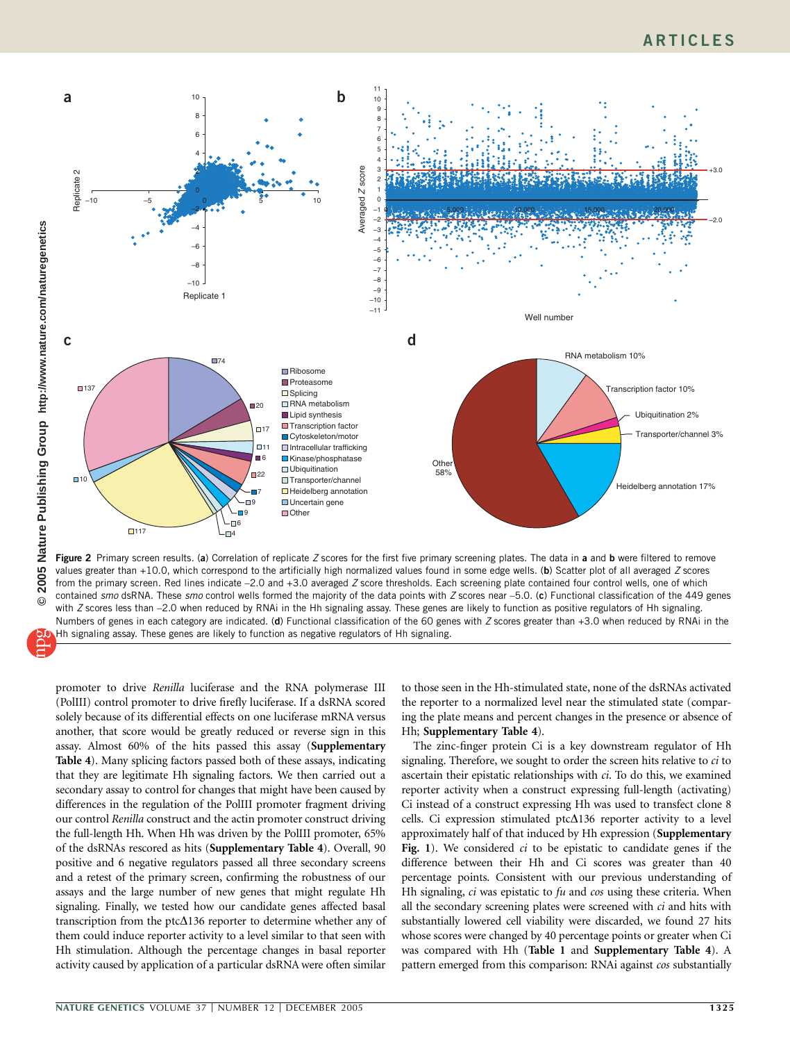**Figure 2** Primary screen results. (**a**) Correlation of replicate *Z* scores for the first five primary screening plates. The data in **a** and **b** were filtered to remove values greater than +10.0, which correspond to the artificially high normalized values found in some edge wells. (**b**) Scatter plot of all averaged *Z* scores from the primary screen. Red lines indicate –2.0 and +3.0 averaged *Z* score thresholds. Each screening plate contained four control wells, one of which contained *smo* dsRNA. These *smo* control wells formed the majority of the data points with *Z* scores near –5.0. (**c**) Functional classification of the 449 genes with *Z* scores less than –2.0 when reduced by RNAi in the Hh signaling assay. These genes are likely to function as positive regulators of Hh signaling. Numbers of genes in each category are indicated. (**d**) Functional classification of the 60 genes with *Z* scores greater than +3.0 when reduced by RNAi in the Hh signaling assay. These genes are likely to function as negative regulators of Hh signaling.

promoter to drive *Renilla* luciferase and the RNA polymerase III (PolIII) control promoter to drive firefly luciferase. If a dsRNA scored solely because of its differential effects on one luciferase mRNA versus another, that score would be greatly reduced or reverse sign in this assay. Almost 60% of the hits passed this assay (**Supplementary Table 4**). Many splicing factors passed both of these assays, indicating that they are legitimate Hh signaling factors. We then carried out a secondary assay to control for changes that might have been caused by differences in the regulation of the PolIII promoter fragment driving our control *Renilla* construct and the actin promoter construct driving the full-length Hh. When Hh was driven by the PolIII promoter, 65% of the dsRNAs rescored as hits (**Supplementary Table 4**). Overall, 90 positive and 6 negative regulators passed all three secondary screens and a retest of the primary screen, confirming the robustness of our assays and the large number of new genes that might regulate Hh signaling. Finally, we tested how our candidate genes affected basal transcription from the ptcΔ136 reporter to determine whether any of them could induce reporter activity to a level similar to that seen with Hh stimulation. Although the percentage changes in basal reporter activity caused by application of a particular dsRNA were often similar to those seen in the Hh-stimulated state, none of the dsRNAs activated the reporter to a normalized level near the stimulated state (comparing the plate means and percent changes in the presence or absence of Hh; **Supplementary Table 4**).

The zinc-finger protein Ci is a key downstream regulator of Hh signaling. Therefore, we sought to order the screen hits relative to *ci* to ascertain their epistatic relationships with *ci*. To do this, we examined reporter activity when a construct expressing full-length (activating) Ci instead of a construct expressing Hh was used to transfect clone 8 cells. Ci expression stimulated ptcΔ136 reporter activity to a level approximately half of that induced by Hh expression (**Supplementary Fig. 1**). We considered *ci* to be epistatic to candidate genes if the difference between their Hh and Ci scores was greater than 40 percentage points. Consistent with our previous understanding of Hh signaling, *ci* was epistatic to *fu* and *cos* using these criteria. When all the secondary screening plates were screened with *ci* and hits with substantially lowered cell viability were discarded, we found 27 hits whose scores were changed by 40 percentage points or greater when Ci was compared with Hh (**Table 1** and **Supplementary Table 4**). A pattern emerged from this comparison: RNAi against *cos* substantially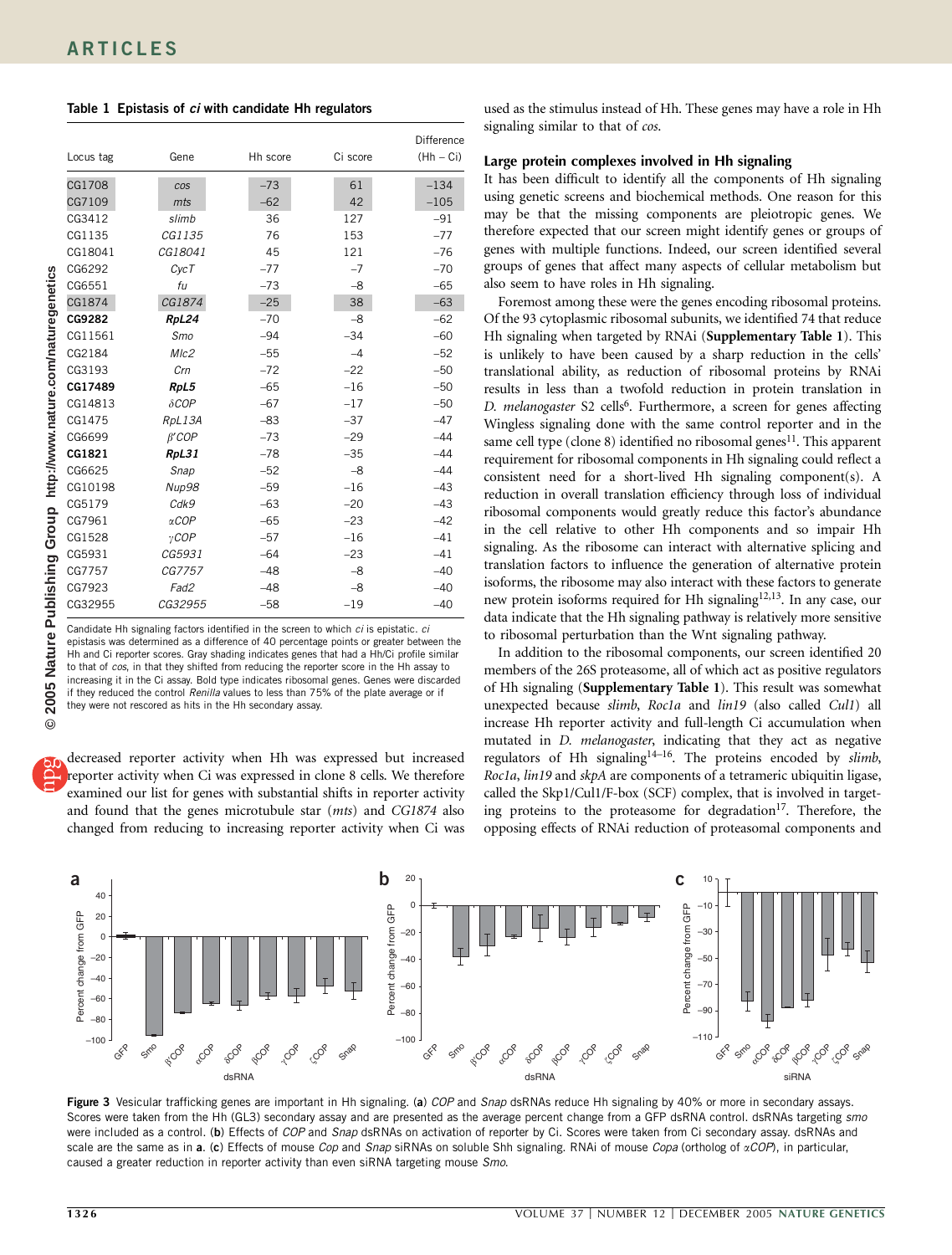**Table 1 Epistasis of *ci* with candidate Hh regulators**

| Locus tag | Gene | Hh score | Ci score | Difference (Hh – Ci) |
|---|---|---|---|---|
| CG1708 | *cos* | –73 | 61 | –134 |
| CG7109 | *mts* | –62 | 42 | –105 |
| CG3412 | *slimb* | 36 | 127 | –91 |
| CG1135 | *CG1135* | 76 | 153 | –77 |
| CG18041 | *CG18041* | 45 | 121 | –76 |
| CG6292 | *CycT* | –77 | –7 | –70 |
| CG6551 | *fu* | –73 | –8 | –65 |
| CG1874 | *CG1874* | –25 | 38 | –63 |
| **CG9282** | ***RpL24*** | –70 | –8 | –62 |
| CG11561 | *Smo* | –94 | –34 | –60 |
| CG2184 | *Mlc2* | –55 | –4 | –52 |
| CG3193 | *Crn* | –72 | –22 | –50 |
| **CG17489** | ***RpL5*** | –65 | –16 | –50 |
| CG14813 | *δCOP* | –67 | –17 | –50 |
| CG1475 | *RpL13A* | –83 | –37 | –47 |
| CG6699 | *β′COP* | –73 | –29 | –44 |
| **CG1821** | ***RpL31*** | –78 | –35 | –44 |
| CG6625 | *Snap* | –52 | –8 | –44 |
| CG10198 | *Nup98* | –59 | –16 | –43 |
| CG5179 | *Cdk9* | –63 | –20 | –43 |
| CG7961 | *αCOP* | –65 | –23 | –42 |
| CG1528 | *γCOP* | –57 | –16 | –41 |
| CG5931 | *CG5931* | –64 | –23 | –41 |
| CG7757 | *CG7757* | –48 | –8 | –40 |
| CG7923 | *Fad2* | –48 | –8 | –40 |
| CG32955 | *CG32955* | –58 | –19 | –40 |

Candidate Hh signaling factors identified in the screen to which *ci* is epistatic. *ci* epistasis was determined as a difference of 40 percentage points or greater between the Hh and Ci reporter scores. Gray shading indicates genes that had a Hh/Ci profile similar to that of *cos*, in that they shifted from reducing the reporter score in the Hh assay to increasing it in the Ci assay. Bold type indicates ribosomal genes. Genes were discarded if they reduced the control *Renilla* values to less than 75% of the plate average or if they were not rescored as hits in the Hh secondary assay.

decreased reporter activity when Hh was expressed but increased reporter activity when Ci was expressed in clone 8 cells. We therefore examined our list for genes with substantial shifts in reporter activity and found that the genes microtubule star (*mts*) and *CG1874* also changed from reducing to increasing reporter activity when Ci was used as the stimulus instead of Hh. These genes may have a role in Hh signaling similar to that of *cos*.

## Large protein complexes involved in Hh signaling

It has been difficult to identify all the components of Hh signaling using genetic screens and biochemical methods. One reason for this may be that the missing components are pleiotropic genes. We therefore expected that our screen might identify genes or groups of genes with multiple functions. Indeed, our screen identified several groups of genes that affect many aspects of cellular metabolism but also seem to have roles in Hh signaling.

Foremost among these were the genes encoding ribosomal proteins. Of the 93 cytoplasmic ribosomal subunits, we identified 74 that reduce Hh signaling when targeted by RNAi (**Supplementary Table 1**). This is unlikely to have been caused by a sharp reduction in the cells' translational ability, as reduction of ribosomal proteins by RNAi results in less than a twofold reduction in protein translation in *D. melanogaster* S2 cells[6]. Furthermore, a screen for genes affecting Wingless signaling done with the same control reporter and in the same cell type (clone 8) identified no ribosomal genes[11]. This apparent requirement for ribosomal components in Hh signaling could reflect a consistent need for a short-lived Hh signaling component(s). A reduction in overall translation efficiency through loss of individual ribosomal components would greatly reduce this factor's abundance in the cell relative to other Hh components and so impair Hh signaling. As the ribosome can interact with alternative splicing and translation factors to influence the generation of alternative protein isoforms, the ribosome may also interact with these factors to generate new protein isoforms required for Hh signaling[12,13]. In any case, our data indicate that the Hh signaling pathway is relatively more sensitive to ribosomal perturbation than the Wnt signaling pathway.

In addition to the ribosomal components, our screen identified 20 members of the 26S proteasome, all of which act as positive regulators of Hh signaling (**Supplementary Table 1**). This result was somewhat unexpected because *slimb*, *Roc1a* and *lin19* (also called *Cul1*) all increase Hh reporter activity and full-length Ci accumulation when mutated in *D. melanogaster*, indicating that they act as negative regulators of Hh signaling[14–16]. The proteins encoded by *slimb*, *Roc1a*, *lin19* and *skpA* are components of a tetrameric ubiquitin ligase, called the Skp1/Cul1/F-box (SCF) complex, that is involved in targeting proteins to the proteasome for degradation[17]. Therefore, the opposing effects of RNAi reduction of proteasomal components and

**Figure 3** Vesicular trafficking genes are important in Hh signaling. (**a**) *COP* and *Snap* dsRNAs reduce Hh signaling by 40% or more in secondary assays. Scores were taken from the Hh (GL3) secondary assay and are presented as the average percent change from a GFP dsRNA control. dsRNAs targeting *smo* were included as a control. (**b**) Effects of *COP* and *Snap* dsRNAs on activation of reporter by Ci. Scores were taken from Ci secondary assay. dsRNAs and scale are the same as in **a**. (**c**) Effects of mouse *Cop* and *Snap* siRNAs on soluble Shh signaling. RNAi of mouse *Copa* (ortholog of *αCOP*), in particular, caused a greater reduction in reporter activity than even siRNA targeting mouse *Smo*.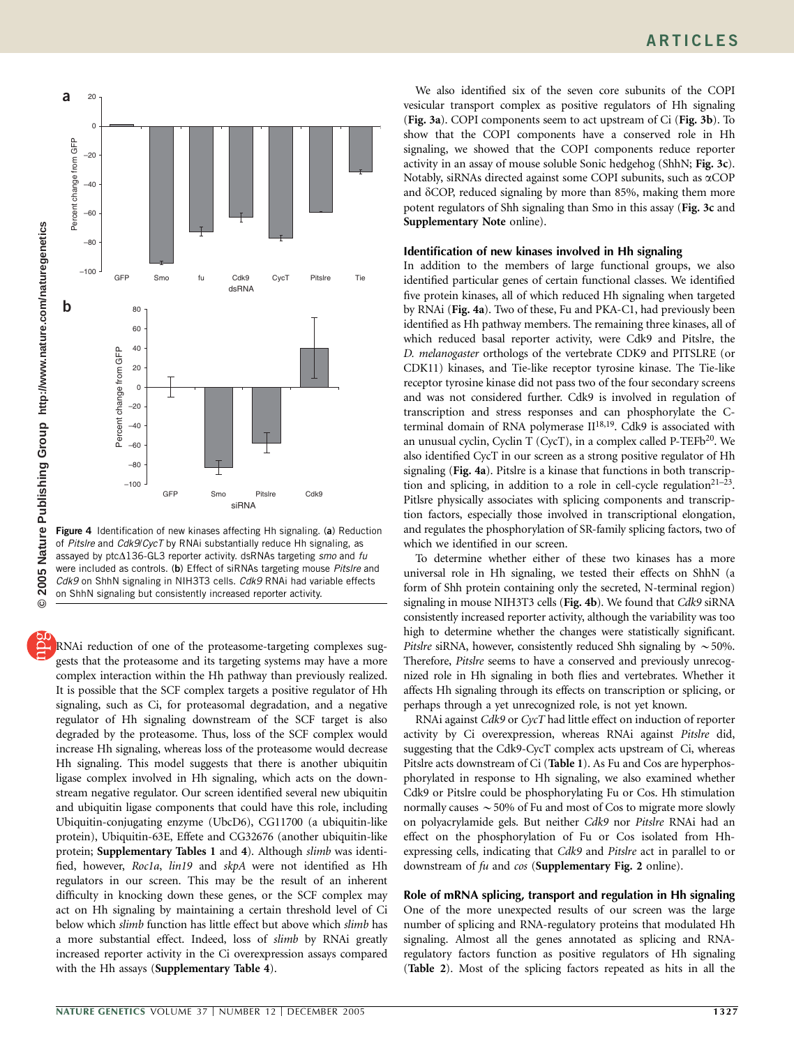Figure 4 Identification of new kinases affecting Hh signaling. (**a**) Reduction of *Pitslre* and *Cdk9/CycT* by RNAi substantially reduce Hh signaling, as assayed by ptcΔ136-GL3 reporter activity. dsRNAs targeting *smo* and *fu* were included as controls. (**b**) Effect of siRNAs targeting mouse *Pitslre* and *Cdk9* on ShhN signaling in NIH3T3 cells. *Cdk9* RNAi had variable effects on ShhN signaling but consistently increased reporter activity.

RNAi reduction of one of the proteasome-targeting complexes suggests that the proteasome and its targeting systems may have a more complex interaction within the Hh pathway than previously realized. It is possible that the SCF complex targets a positive regulator of Hh signaling, such as Ci, for proteasomal degradation, and a negative regulator of Hh signaling downstream of the SCF target is also degraded by the proteasome. Thus, loss of the SCF complex would increase Hh signaling, whereas loss of the proteasome would decrease Hh signaling. This model suggests that there is another ubiquitin ligase complex involved in Hh signaling, which acts on the downstream negative regulator. Our screen identified several new ubiquitin and ubiquitin ligase components that could have this role, including Ubiquitin-conjugating enzyme (UbcD6), CG11700 (a ubiquitin-like protein), Ubiquitin-63E, Effete and CG32676 (another ubiquitin-like protein; **Supplementary Tables 1** and **4**). Although *slimb* was identified, however, *Roc1a*, *lin19* and *skpA* were not identified as Hh regulators in our screen. This may be the result of an inherent difficulty in knocking down these genes, or the SCF complex may act on Hh signaling by maintaining a certain threshold level of Ci below which *slimb* function has little effect but above which *slimb* has a more substantial effect. Indeed, loss of *slimb* by RNAi greatly increased reporter activity in the Ci overexpression assays compared with the Hh assays (**Supplementary Table 4**).

We also identified six of the seven core subunits of the COPI vesicular transport complex as positive regulators of Hh signaling (**Fig. 3a**). COPI components seem to act upstream of Ci (**Fig. 3b**). To show that the COPI components have a conserved role in Hh signaling, we showed that the COPI components reduce reporter activity in an assay of mouse soluble Sonic hedgehog (ShhN; **Fig. 3c**). Notably, siRNAs directed against some COPI subunits, such as αCOP and δCOP, reduced signaling by more than 85%, making them more potent regulators of Shh signaling than Smo in this assay (**Fig. 3c** and **Supplementary Note** online).

### Identification of new kinases involved in Hh signaling

In addition to the members of large functional groups, we also identified particular genes of certain functional classes. We identified five protein kinases, all of which reduced Hh signaling when targeted by RNAi (**Fig. 4a**). Two of these, Fu and PKA-C1, had previously been identified as Hh pathway members. The remaining three kinases, all of which reduced basal reporter activity, were Cdk9 and Pitslre, the *D. melanogaster* orthologs of the vertebrate CDK9 and PITSLRE (or CDK11) kinases, and Tie-like receptor tyrosine kinase. The Tie-like receptor tyrosine kinase did not pass two of the four secondary screens and was not considered further. Cdk9 is involved in regulation of transcription and stress responses and can phosphorylate the C-terminal domain of RNA polymerase II[18,19]. Cdk9 is associated with an unusual cyclin, Cyclin T (CycT), in a complex called P-TEFb[20]. We also identified CycT in our screen as a strong positive regulator of Hh signaling (**Fig. 4a**). Pitslre is a kinase that functions in both transcription and splicing, in addition to a role in cell-cycle regulation[21–23]. Pitslre physically associates with splicing components and transcription factors, especially those involved in transcriptional elongation, and regulates the phosphorylation of SR-family splicing factors, two of which we identified in our screen.

To determine whether either of these two kinases has a more universal role in Hh signaling, we tested their effects on ShhN (a form of Shh protein containing only the secreted, N-terminal region) signaling in mouse NIH3T3 cells (**Fig. 4b**). We found that *Cdk9* siRNA consistently increased reporter activity, although the variability was too high to determine whether the changes were statistically significant. *Pitslre* siRNA, however, consistently reduced Shh signaling by ~50%. Therefore, *Pitslre* seems to have a conserved and previously unrecognized role in Hh signaling in both flies and vertebrates. Whether it affects Hh signaling through its effects on transcription or splicing, or perhaps through a yet unrecognized role, is not yet known.

RNAi against *Cdk9* or *CycT* had little effect on induction of reporter activity by Ci overexpression, whereas RNAi against *Pitslre* did, suggesting that the Cdk9-CycT complex acts upstream of Ci, whereas Pitslre acts downstream of Ci (**Table 1**). As Fu and Cos are hyperphosphorylated in response to Hh signaling, we also examined whether Cdk9 or Pitslre could be phosphorylating Fu or Cos. Hh stimulation normally causes ~50% of Fu and most of Cos to migrate more slowly on polyacrylamide gels. But neither *Cdk9* nor *Pitslre* RNAi had an effect on the phosphorylation of Fu or Cos isolated from Hh-expressing cells, indicating that *Cdk9* and *Pitslre* act in parallel to or downstream of *fu* and *cos* (**Supplementary Fig. 2** online).

### Role of mRNA splicing, transport and regulation in Hh signaling

One of the more unexpected results of our screen was the large number of splicing and RNA-regulatory proteins that modulated Hh signaling. Almost all the genes annotated as splicing and RNA-regulatory factors function as positive regulators of Hh signaling (**Table 2**). Most of the splicing factors repeated as hits in all the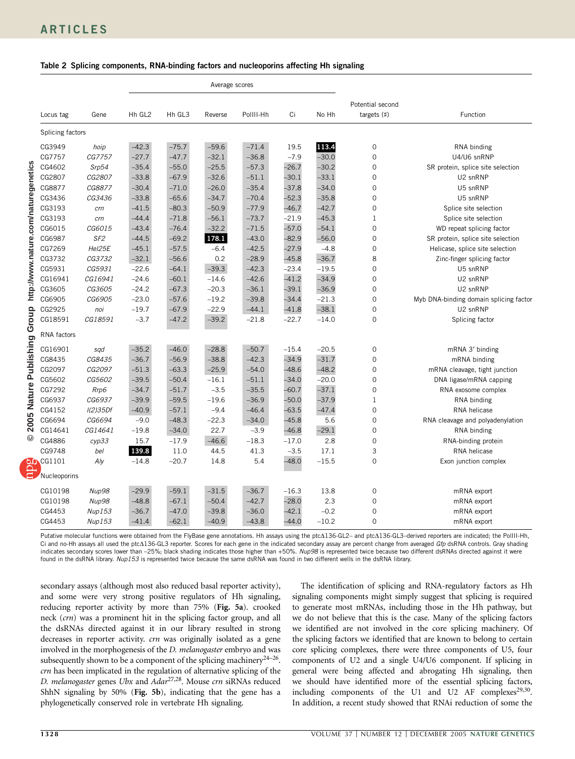**Table 2 Splicing components, RNA-binding factors and nucleoporins affecting Hh signaling**

| Locus tag | Gene | Average scores | | | | | | Potential second targets (#) | Function |
|---|---|---|---|---|---|---|---|---|---|
| | | Hh GL2 | Hh GL3 | Reverse | PolIII-Hh | Ci | No Hh | | |
| Splicing factors | | | | | | | | | |
| CG3949 | *hoip* | −42.3 | −75.7 | −59.6 | −71.4 | 19.5 | **113.4** | 0 | RNA binding |
| CG7757 | *CG7757* | −27.7 | −47.7 | −32.1 | −36.8 | −7.9 | −30.0 | 0 | U4/U6 snRNP |
| CG4602 | *Srp54* | −35.4 | −55.0 | −25.5 | −57.3 | −26.7 | −30.2 | 0 | SR protein, splice site selection |
| CG2807 | *CG2807* | −33.8 | −67.9 | −32.6 | −51.1 | −30.1 | −33.1 | 0 | U2 snRNP |
| CG8877 | *CG8877* | −30.4 | −71.0 | −26.0 | −35.4 | −37.8 | −34.0 | 0 | U5 snRNP |
| CG3436 | *CG3436* | −33.8 | −65.6 | −34.7 | −70.4 | −52.3 | −35.8 | 0 | U5 snRNP |
| CG3193 | *crn* | −41.5 | −80.3 | −50.9 | −77.9 | −46.7 | −42.7 | 0 | Splice site selection |
| CG3193 | *crn* | −44.4 | −71.8 | −56.1 | −73.7 | −21.9 | −45.3 | 1 | Splice site selection |
| CG6015 | *CG6015* | −43.4 | −76.4 | −32.2 | −71.5 | −57.0 | −54.1 | 0 | WD repeat splicing factor |
| CG6987 | *SF2* | −44.5 | −69.2 | **178.1** | −43.0 | −82.9 | −56.0 | 0 | SR protein, splice site selection |
| CG7269 | *Hel25E* | −45.1 | −57.5 | −6.4 | −42.5 | −27.9 | −4.8 | 0 | Helicase, splice site selection |
| CG3732 | *CG3732* | −32.1 | −56.6 | 0.2 | −28.9 | −45.8 | −36.7 | 8 | Zinc-finger splicing factor |
| CG5931 | *CG5931* | −22.6 | −64.1 | −39.3 | −42.3 | −23.4 | −19.5 | 0 | U5 snRNP |
| CG16941 | *CG16941* | −24.6 | −60.1 | −14.6 | −42.6 | −41.2 | −34.9 | 0 | U2 snRNP |
| CG3605 | *CG3605* | −24.2 | −67.3 | −20.3 | −36.1 | −39.1 | −36.9 | 0 | U2 snRNP |
| CG6905 | *CG6905* | −23.0 | −57.6 | −19.2 | −39.8 | −34.4 | −21.3 | 0 | Myb DNA-binding domain splicing factor |
| CG2925 | *noi* | −19.7 | −67.9 | −22.9 | −44.1 | −41.8 | −38.1 | 0 | U2 snRNP |
| CG18591 | *CG18591* | −3.7 | −47.2 | −39.2 | −21.8 | −22.7 | −14.0 | 0 | Splicing factor |
| RNA factors | | | | | | | | | |
| CG16901 | *sqd* | −35.2 | −46.0 | −28.8 | −50.7 | −15.4 | −20.5 | 0 | mRNA 3′ binding |
| CG8435 | *CG8435* | −36.7 | −56.9 | −38.8 | −42.3 | −34.9 | −31.7 | 0 | mRNA binding |
| CG2097 | *CG2097* | −51.3 | −63.3 | −25.9 | −54.0 | −48.6 | −48.2 | 0 | mRNA cleavage, tight junction |
| CG5602 | *CG5602* | −39.5 | −50.4 | −16.1 | −51.1 | −34.0 | −20.0 | 0 | DNA ligase/mRNA capping |
| CG7292 | *Rrp6* | −34.7 | −51.7 | −3.5 | −35.5 | −60.7 | −37.1 | 0 | RNA exosome complex |
| CG6937 | *CG6937* | −39.9 | −59.5 | −19.6 | −36.9 | −50.0 | −37.9 | 1 | RNA binding |
| CG4152 | *l(2)35Df* | −40.9 | −57.1 | −9.4 | −46.4 | −63.5 | −47.4 | 0 | RNA helicase |
| CG6694 | *CG6694* | −9.0 | −48.3 | −22.3 | −34.0 | −45.8 | 5.6 | 0 | RNA cleavage and polyadenylation |
| CG14641 | *CG14641* | −19.8 | −34.0 | 22.7 | −3.9 | −46.8 | −29.1 | 0 | RNA binding |
| CG4886 | *cyp33* | 15.7 | −17.9 | −46.6 | −18.3 | −17.0 | 2.8 | 0 | RNA-binding protein |
| CG9748 | *bel* | **139.8** | 11.0 | 44.5 | 41.3 | −3.5 | 17.1 | 3 | RNA helicase |
| CG1101 | *Aly* | −14.8 | −20.7 | 14.8 | 5.4 | −48.0 | −15.5 | 0 | Exon junction complex |
| Nucleoporins | | | | | | | | | |
| CG10198 | *Nup98* | −29.9 | −59.1 | −31.5 | −36.7 | −16.3 | 13.8 | 0 | mRNA export |
| CG10198 | *Nup98* | −48.8 | −67.1 | −50.4 | −42.7 | −28.0 | 2.3 | 0 | mRNA export |
| CG4453 | *Nup153* | −36.7 | −47.0 | −39.8 | −36.0 | −42.1 | −0.2 | 0 | mRNA export |
| CG4453 | *Nup153* | −41.4 | −62.1 | −40.9 | −43.8 | −44.0 | −10.2 | 0 | mRNA export |

Putative molecular functions were obtained from the FlyBase gene annotations. Hh assays using the ptcΔ136-GL2– and ptcΔ136-GL3–derived reporters are indicated; the PolIII-Hh, Ci and no-Hh assays all used the ptcΔ136-GL3 reporter. Scores for each gene in the indicated secondary assay are percent change from averaged *Gfp* dsRNA controls. Gray shading indicates secondary scores lower than −25%; black shading indicates those higher than +50%. *Nup98* is represented twice because two different dsRNAs directed against it were found in the dsRNA library. *Nup153* is represented twice because the same dsRNA was found in two different wells in the dsRNA library.

secondary assays (although most also reduced basal reporter activity), and some were very strong positive regulators of Hh signaling, reducing reporter activity by more than 75% (**Fig. 5a**). crooked neck (*crn*) was a prominent hit in the splicing factor group, and all the dsRNAs directed against it in our library resulted in strong decreases in reporter activity. *crn* was originally isolated as a gene involved in the morphogenesis of the *D. melanogaster* embryo and was subsequently shown to be a component of the splicing machinery[24–26]. *crn* has been implicated in the regulation of alternative splicing of the *D. melanogaster* genes *Ubx* and *Adar*[27,28]. Mouse *crn* siRNAs reduced ShhN signaling by 50% (**Fig. 5b**), indicating that the gene has a phylogenetically conserved role in vertebrate Hh signaling.

The identification of splicing and RNA-regulatory factors as Hh signaling components might simply suggest that splicing is required to generate most mRNAs, including those in the Hh pathway, but we do not believe that this is the case. Many of the splicing factors we identified are not involved in the core splicing machinery. Of the splicing factors we identified that are known to belong to certain core splicing complexes, there were three components of U5, four components of U2 and a single U4/U6 component. If splicing in general were being affected and abrogating Hh signaling, then we should have identified more of the essential splicing factors, including components of the U1 and U2 AF complexes[29,30]. In addition, a recent study showed that RNAi reduction of some the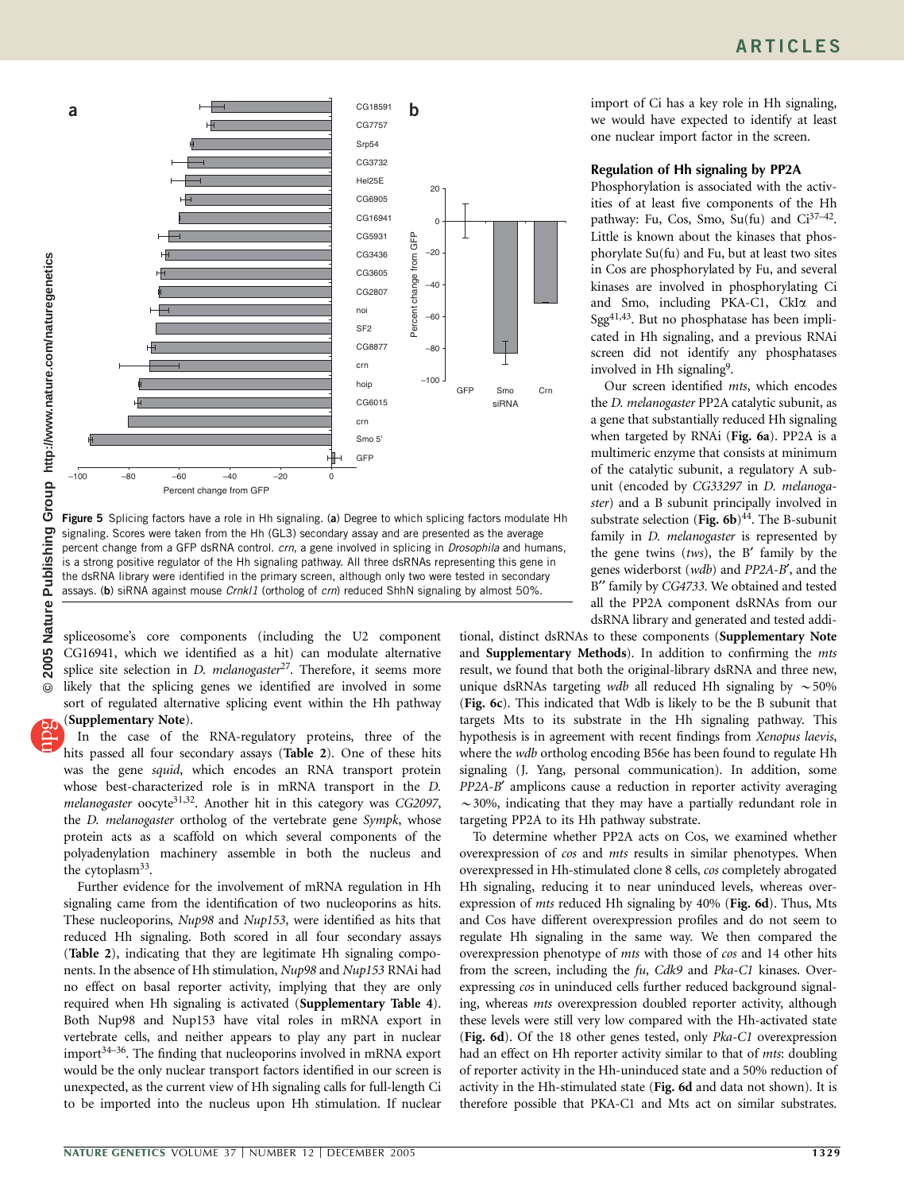Figure 5 Splicing factors have a role in Hh signaling. (**a**) Degree to which splicing factors modulate Hh signaling. Scores were taken from the Hh (GL3) secondary assay and are presented as the average percent change from a GFP dsRNA control. *crn*, a gene involved in splicing in *Drosophila* and humans, is a strong positive regulator of the Hh signaling pathway. All three dsRNAs representing this gene in the dsRNA library were identified in the primary screen, although only two were tested in secondary assays. (**b**) siRNA against mouse *Crnkl1* (ortholog of *crn*) reduced ShhN signaling by almost 50%.

spliceosome's core components (including the U2 component CG16941, which we identified as a hit) can modulate alternative splice site selection in *D. melanogaster*[27]. Therefore, it seems more likely that the splicing genes we identified are involved in some sort of regulated alternative splicing event within the Hh pathway (**Supplementary Note**).

In the case of the RNA-regulatory proteins, three of the hits passed all four secondary assays (**Table 2**). One of these hits was the gene *squid*, which encodes an RNA transport protein whose best-characterized role is in mRNA transport in the *D. melanogaster* oocyte[31,32]. Another hit in this category was *CG2097*, the *D. melanogaster* ortholog of the vertebrate gene *Sympk*, whose protein acts as a scaffold on which several components of the polyadenylation machinery assemble in both the nucleus and the cytoplasm[33].

Further evidence for the involvement of mRNA regulation in Hh signaling came from the identification of two nucleoporins as hits. These nucleoporins, *Nup98* and *Nup153*, were identified as hits that reduced Hh signaling. Both scored in all four secondary assays (**Table 2**), indicating that they are legitimate Hh signaling components. In the absence of Hh stimulation, *Nup98* and *Nup153* RNAi had no effect on basal reporter activity, implying that they are only required when Hh signaling is activated (**Supplementary Table 4**). Both Nup98 and Nup153 have vital roles in mRNA export in vertebrate cells, and neither appears to play any part in nuclear import[34–36]. The finding that nucleoporins involved in mRNA export would be the only nuclear transport factors identified in our screen is unexpected, as the current view of Hh signaling calls for full-length Ci to be imported into the nucleus upon Hh stimulation. If nuclear import of Ci has a key role in Hh signaling, we would have expected to identify at least one nuclear import factor in the screen.

### Regulation of Hh signaling by PP2A

Phosphorylation is associated with the activities of at least five components of the Hh pathway: Fu, Cos, Smo, Su(fu) and Ci[37–42]. Little is known about the kinases that phosphorylate Su(fu) and Fu, but at least two sites in Cos are phosphorylated by Fu, and several kinases are involved in phosphorylating Ci and Smo, including PKA-C1, CkIα and Sgg[41,43]. But no phosphatase has been implicated in Hh signaling, and a previous RNAi screen did not identify any phosphatases involved in Hh signaling[9].

Our screen identified *mts*, which encodes the *D. melanogaster* PP2A catalytic subunit, as a gene that substantially reduced Hh signaling when targeted by RNAi (**Fig. 6a**). PP2A is a multimeric enzyme that consists at minimum of the catalytic subunit, a regulatory A subunit (encoded by *CG33297* in *D. melanogaster*) and a B subunit principally involved in substrate selection (**Fig. 6b**)[44]. The B-subunit family in *D. melanogaster* is represented by the gene twins (*tws*), the B′ family by the genes widerborst (*wdb*) and *PP2A-B′*, and the B″ family by *CG4733*. We obtained and tested all the PP2A component dsRNAs from our dsRNA library and generated and tested additional, distinct dsRNAs to these components (**Supplementary Note** and **Supplementary Methods**). In addition to confirming the *mts* result, we found that both the original-library dsRNA and three new, unique dsRNAs targeting *wdb* all reduced Hh signaling by ∼50% (**Fig. 6c**). This indicated that Wdb is likely to be the B subunit that targets Mts to its substrate in the Hh signaling pathway. This hypothesis is in agreement with recent findings from *Xenopus laevis*, where the *wdb* ortholog encoding B56e has been found to regulate Hh signaling (J. Yang, personal communication). In addition, some *PP2A-B′* amplicons cause a reduction in reporter activity averaging ∼30%, indicating that they may have a partially redundant role in targeting PP2A to its Hh pathway substrate.

To determine whether PP2A acts on Cos, we examined whether overexpression of *cos* and *mts* results in similar phenotypes. When overexpressed in Hh-stimulated clone 8 cells, *cos* completely abrogated Hh signaling, reducing it to near uninduced levels, whereas overexpression of *mts* reduced Hh signaling by 40% (**Fig. 6d**). Thus, Mts and Cos have different overexpression profiles and do not seem to regulate Hh signaling in the same way. We then compared the overexpression phenotype of *mts* with those of *cos* and 14 other hits from the screen, including the *fu*, *Cdk9* and *Pka-C1* kinases. Overexpressing *cos* in uninduced cells further reduced background signaling, whereas *mts* overexpression doubled reporter activity, although these levels were still very low compared with the Hh-activated state (**Fig. 6d**). Of the 18 other genes tested, only *Pka-C1* overexpression had an effect on Hh reporter activity similar to that of *mts*: doubling of reporter activity in the Hh-uninduced state and a 50% reduction of activity in the Hh-stimulated state (**Fig. 6d** and data not shown). It is therefore possible that PKA-C1 and Mts act on similar substrates.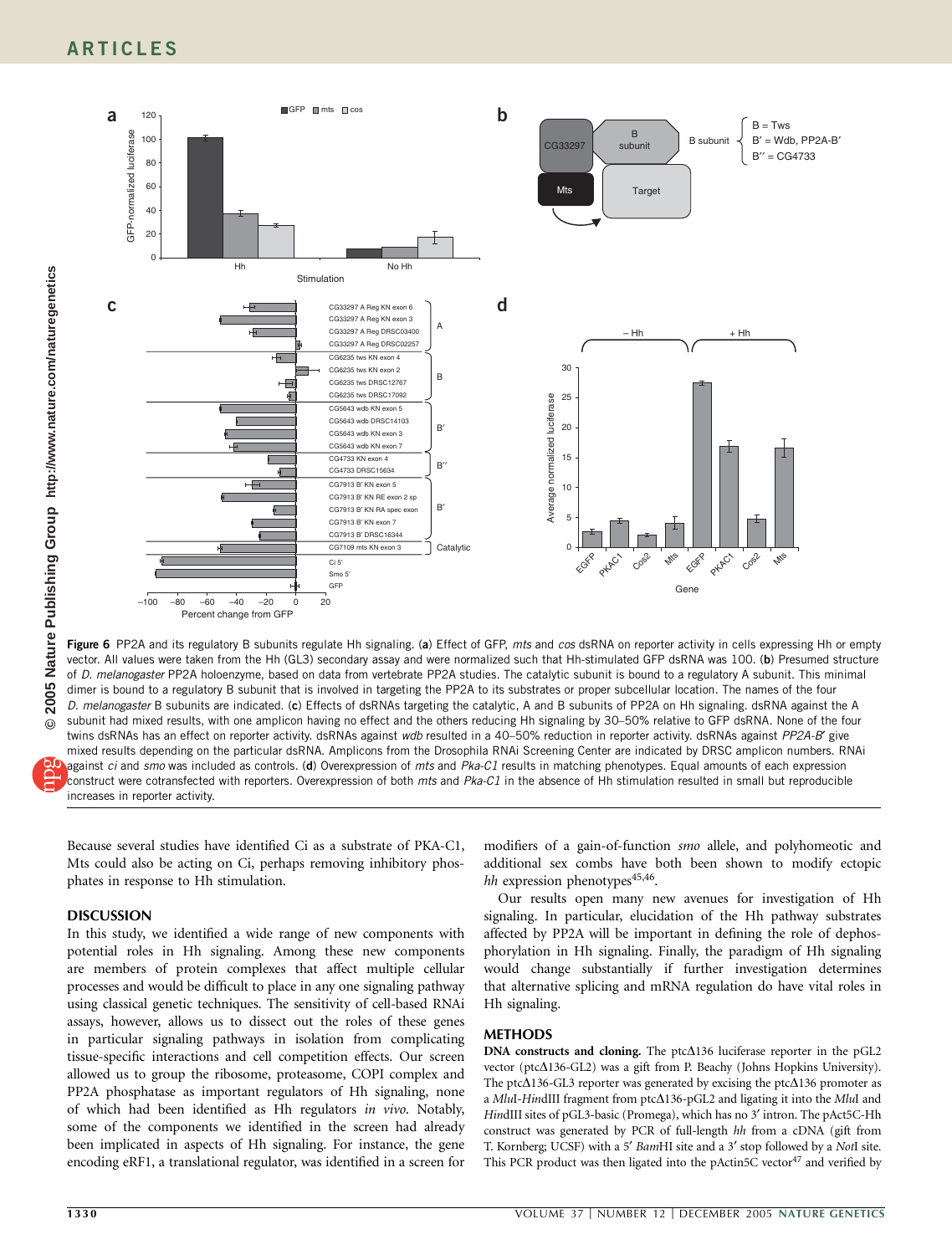**Figure 6** PP2A and its regulatory B subunits regulate Hh signaling. (**a**) Effect of GFP, *mts* and *cos* dsRNA on reporter activity in cells expressing Hh or empty vector. All values were taken from the Hh (GL3) secondary assay and were normalized such that Hh-stimulated GFP dsRNA was 100. (**b**) Presumed structure of *D. melanogaster* PP2A holoenzyme, based on data from vertebrate PP2A studies. The catalytic subunit is bound to a regulatory A subunit. This minimal dimer is bound to a regulatory B subunit that is involved in targeting the PP2A to its substrates or proper subcellular location. The names of the four *D. melanogaster* B subunits are indicated. (**c**) Effects of dsRNAs targeting the catalytic, A and B subunits of PP2A on Hh signaling. dsRNA against the A subunit had mixed results, with one amplicon having no effect and the others reducing Hh signaling by 30–50% relative to GFP dsRNA. None of the four twins dsRNAs has an effect on reporter activity. dsRNAs against *wdb* resulted in a 40–50% reduction in reporter activity. dsRNAs against *PP2A-B′* give mixed results depending on the particular dsRNA. Amplicons from the Drosophila RNAi Screening Center are indicated by DRSC amplicon numbers. RNAi against *ci* and *smo* was included as controls. (**d**) Overexpression of *mts* and *Pka-C1* results in matching phenotypes. Equal amounts of each expression construct were cotransfected with reporters. Overexpression of both *mts* and *Pka-C1* in the absence of Hh stimulation resulted in small but reproducible increases in reporter activity.

Because several studies have identified Ci as a substrate of PKA-C1, Mts could also be acting on Ci, perhaps removing inhibitory phosphates in response to Hh stimulation.

## DISCUSSION

In this study, we identified a wide range of new components with potential roles in Hh signaling. Among these new components are members of protein complexes that affect multiple cellular processes and would be difficult to place in any one signaling pathway using classical genetic techniques. The sensitivity of cell-based RNAi assays, however, allows us to dissect out the roles of these genes in particular signaling pathways in isolation from complicating tissue-specific interactions and cell competition effects. Our screen allowed us to group the ribosome, proteasome, COPI complex and PP2A phosphatase as important regulators of Hh signaling, none of which had been identified as Hh regulators *in vivo*. Notably, some of the components we identified in the screen had already been implicated in aspects of Hh signaling. For instance, the gene encoding eRF1, a translational regulator, was identified in a screen for modifiers of a gain-of-function *smo* allele, and polyhomeotic and additional sex combs have both been shown to modify ectopic *hh* expression phenotypes[45,46].

Our results open many new avenues for investigation of Hh signaling. In particular, elucidation of the Hh pathway substrates affected by PP2A will be important in defining the role of dephosphorylation in Hh signaling. Finally, the paradigm of Hh signaling would change substantially if further investigation determines that alternative splicing and mRNA regulation do have vital roles in Hh signaling.

## METHODS

**DNA constructs and cloning.** The ptcΔ136 luciferase reporter in the pGL2 vector (ptcΔ136-GL2) was a gift from P. Beachy (Johns Hopkins University). The ptcΔ136-GL3 reporter was generated by excising the ptcΔ136 promoter as a *Mlu*I-*Hin*dIII fragment from ptcΔ136-pGL2 and ligating it into the *Mlu*I and *Hin*dIII sites of pGL3-basic (Promega), which has no 3′ intron. The pAct5C-Hh construct was generated by PCR of full-length *hh* from a cDNA (gift from T. Kornberg; UCSF) with a 5′ *Bam*HI site and a 3′ stop followed by a *Not*I site. This PCR product was then ligated into the pActin5C vector[47] and verified by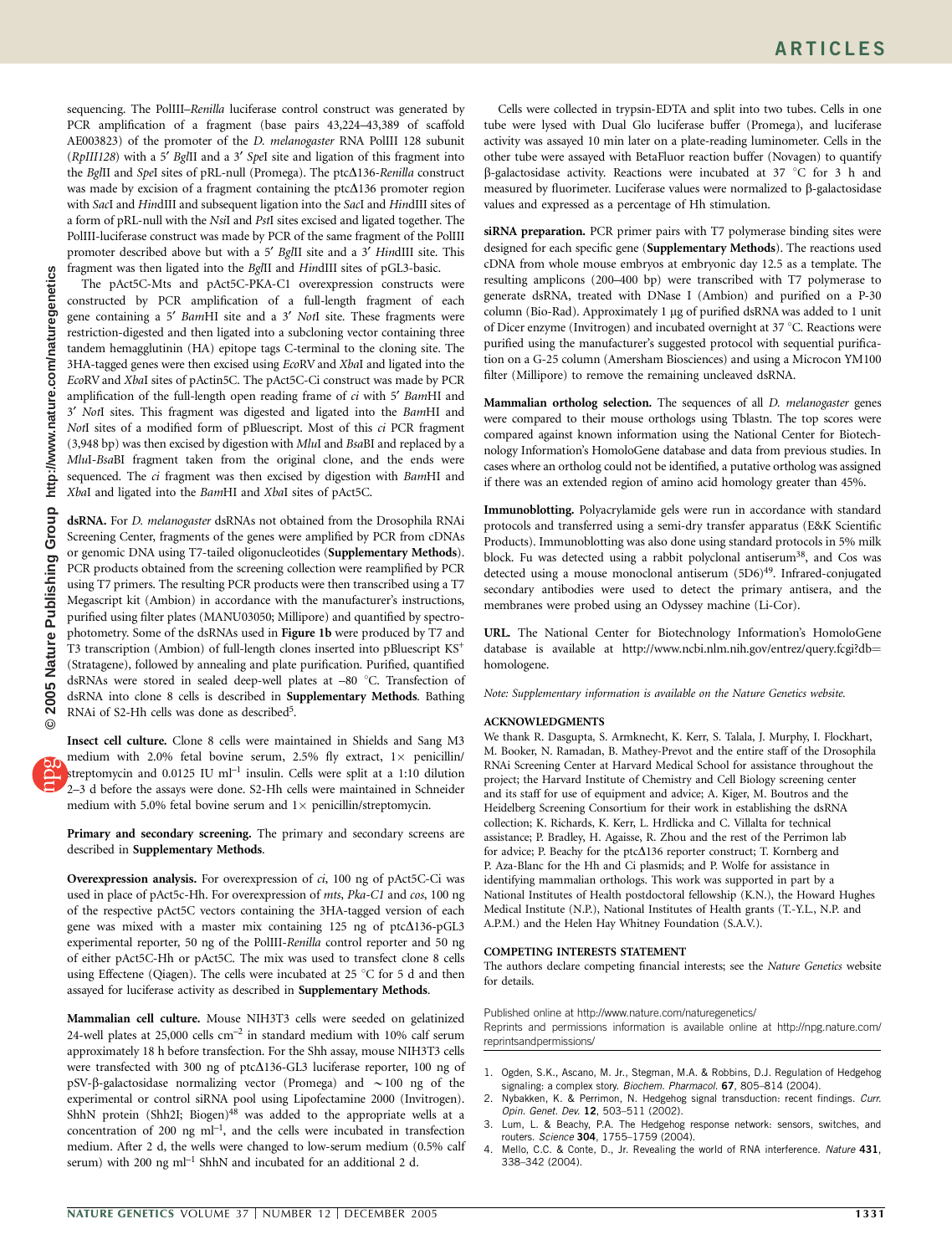sequencing. The PolIII–*Renilla* luciferase control construct was generated by PCR amplification of a fragment (base pairs 43,224–43,389 of scaffold AE003823) of the promoter of the *D. melanogaster* RNA PolIII 128 subunit (*RpIII128*) with a 5′ *Bgl*II and a 3′ *Spe*I site and ligation of this fragment into the *Bgl*II and *Spe*I sites of pRL-null (Promega). The ptcΔ136-*Renilla* construct was made by excision of a fragment containing the ptcΔ136 promoter region with *Sac*I and *Hin*dIII and subsequent ligation into the *Sac*I and *Hin*dIII sites of a form of pRL-null with the *Nsi*I and *Pst*I sites excised and ligated together. The PolIII-luciferase construct was made by PCR of the same fragment of the PolIII promoter described above but with a 5′ *Bgl*II site and a 3′ *Hin*dIII site. This fragment was then ligated into the *Bgl*II and *Hin*dIII sites of pGL3-basic.

The pAct5C-Mts and pAct5C-PKA-C1 overexpression constructs were constructed by PCR amplification of a full-length fragment of each gene containing a 5′ *Bam*HI site and a 3′ *Not*I site. These fragments were restriction-digested and then ligated into a subcloning vector containing three tandem hemagglutinin (HA) epitope tags C-terminal to the cloning site. The 3HA-tagged genes were then excised using *Eco*RV and *Xba*I and ligated into the *Eco*RV and *Xba*I sites of pActin5C. The pAct5C-Ci construct was made by PCR amplification of the full-length open reading frame of *ci* with 5′ *Bam*HI and 3′ *Not*I sites. This fragment was digested and ligated into the *Bam*HI and *Not*I sites of a modified form of pBluescript. Most of this *ci* PCR fragment (3,948 bp) was then excised by digestion with *Mlu*I and *Bsa*BI and replaced by a *Mlu*I-*Bsa*BI fragment taken from the original clone, and the ends were sequenced. The *ci* fragment was then excised by digestion with *Bam*HI and *Xba*I and ligated into the *Bam*HI and *Xba*I sites of pAct5C.

**dsRNA.** For *D. melanogaster* dsRNAs not obtained from the Drosophila RNAi Screening Center, fragments of the genes were amplified by PCR from cDNAs or genomic DNA using T7-tailed oligonucleotides (**Supplementary Methods**). PCR products obtained from the screening collection were reamplified by PCR using T7 primers. The resulting PCR products were then transcribed using a T7 Megascript kit (Ambion) in accordance with the manufacturer's instructions, purified using filter plates (MANU03050; Millipore) and quantified by spectrophotometry. Some of the dsRNAs used in **Figure 1b** were produced by T7 and T3 transcription (Ambion) of full-length clones inserted into pBluescript KS$^+$ (Stratagene), followed by annealing and plate purification. Purified, quantified dsRNAs were stored in sealed deep-well plates at –80 °C. Transfection of dsRNA into clone 8 cells is described in **Supplementary Methods**. Bathing RNAi of S2-Hh cells was done as described[5].

**Insect cell culture.** Clone 8 cells were maintained in Shields and Sang M3 medium with 2.0% fetal bovine serum, 2.5% fly extract, 1× penicillin/streptomycin and 0.0125 IU ml$^{-1}$ insulin. Cells were split at a 1:10 dilution 2–3 d before the assays were done. S2-Hh cells were maintained in Schneider medium with 5.0% fetal bovine serum and 1× penicillin/streptomycin.

**Primary and secondary screening.** The primary and secondary screens are described in **Supplementary Methods**.

**Overexpression analysis.** For overexpression of *ci*, 100 ng of pAct5C-Ci was used in place of pAct5c-Hh. For overexpression of *mts*, *Pka-C1* and *cos*, 100 ng of the respective pAct5C vectors containing the 3HA-tagged version of each gene was mixed with a master mix containing 125 ng of ptcΔ136-pGL3 experimental reporter, 50 ng of the PolIII-*Renilla* control reporter and 50 ng of either pAct5C-Hh or pAct5C. The mix was used to transfect clone 8 cells using Effectene (Qiagen). The cells were incubated at 25 °C for 5 d and then assayed for luciferase activity as described in **Supplementary Methods**.

**Mammalian cell culture.** Mouse NIH3T3 cells were seeded on gelatinized 24-well plates at 25,000 cells cm$^{-2}$ in standard medium with 10% calf serum approximately 18 h before transfection. For the Shh assay, mouse NIH3T3 cells were transfected with 300 ng of ptcΔ136-GL3 luciferase reporter, 100 ng of pSV-β-galactosidase normalizing vector (Promega) and ∼100 ng of the experimental or control siRNA pool using Lipofectamine 2000 (Invitrogen). ShhN protein (Shh2I; Biogen)[48] was added to the appropriate wells at a concentration of 200 ng ml$^{-1}$, and the cells were incubated in transfection medium. After 2 d, the wells were changed to low-serum medium (0.5% calf serum) with 200 ng ml$^{-1}$ ShhN and incubated for an additional 2 d.

Cells were collected in trypsin-EDTA and split into two tubes. Cells in one tube were lysed with Dual Glo luciferase buffer (Promega), and luciferase activity was assayed 10 min later on a plate-reading luminometer. Cells in the other tube were assayed with BetaFluor reaction buffer (Novagen) to quantify β-galactosidase activity. Reactions were incubated at 37 °C for 3 h and measured by fluorimeter. Luciferase values were normalized to β-galactosidase values and expressed as a percentage of Hh stimulation.

**siRNA preparation.** PCR primer pairs with T7 polymerase binding sites were designed for each specific gene (**Supplementary Methods**). The reactions used cDNA from whole mouse embryos at embryonic day 12.5 as a template. The resulting amplicons (200–400 bp) were transcribed with T7 polymerase to generate dsRNA, treated with DNase I (Ambion) and purified on a P-30 column (Bio-Rad). Approximately 1 μg of purified dsRNA was added to 1 unit of Dicer enzyme (Invitrogen) and incubated overnight at 37 °C. Reactions were purified using the manufacturer's suggested protocol with sequential purification on a G-25 column (Amersham Biosciences) and using a Microcon YM100 filter (Millipore) to remove the remaining uncleaved dsRNA.

**Mammalian ortholog selection.** The sequences of all *D. melanogaster* genes were compared to their mouse orthologs using Tblastn. The top scores were compared against known information using the National Center for Biotechnology Information's HomoloGene database and data from previous studies. In cases where an ortholog could not be identified, a putative ortholog was assigned if there was an extended region of amino acid homology greater than 45%.

**Immunoblotting.** Polyacrylamide gels were run in accordance with standard protocols and transferred using a semi-dry transfer apparatus (E&K Scientific Products). Immunoblotting was also done using standard protocols in 5% milk block. Fu was detected using a rabbit polyclonal antiserum[38], and Cos was detected using a mouse monoclonal antiserum (5D6)[49]. Infrared-conjugated secondary antibodies were used to detect the primary antisera, and the membranes were probed using an Odyssey machine (Li-Cor).

**URL.** The National Center for Biotechnology Information's HomoloGene database is available at http://www.ncbi.nlm.nih.gov/entrez/query.fcgi?db=homologene.

*Note: Supplementary information is available on the Nature Genetics website.*

## ACKNOWLEDGMENTS

We thank R. Dasgupta, S. Armknecht, K. Kerr, S. Talala, J. Murphy, I. Flockhart, M. Booker, N. Ramadan, B. Mathey-Prevot and the entire staff of the Drosophila RNAi Screening Center at Harvard Medical School for assistance throughout the project; the Harvard Institute of Chemistry and Cell Biology screening center and its staff for use of equipment and advice; A. Kiger, M. Boutros and the Heidelberg Screening Consortium for their work in establishing the dsRNA collection; K. Richards, K. Kerr, L. Hrdlicka and C. Villalta for technical assistance; P. Bradley, H. Agaisse, R. Zhou and the rest of the Perrimon lab for advice; P. Beachy for the ptcΔ136 reporter construct; T. Kornberg and P. Aza-Blanc for the Hh and Ci plasmids; and P. Wolfe for assistance in identifying mammalian orthologs. This work was supported in part by a National Institutes of Health postdoctoral fellowship (K.N.), the Howard Hughes Medical Institute (N.P.), National Institutes of Health grants (T.-Y.L., N.P. and A.P.M.) and the Helen Hay Whitney Foundation (S.A.V.).

## COMPETING INTERESTS STATEMENT

The authors declare competing financial interests; see the *Nature Genetics* website for details.

Published online at http://www.nature.com/naturegenetics/
Reprints and permissions information is available online at http://npg.nature.com/reprintsandpermissions/

1. Ogden, S.K., Ascano, M. Jr., Stegman, M.A. & Robbins, D.J. Regulation of Hedgehog signaling: a complex story. *Biochem. Pharmacol.* **67**, 805–814 (2004).
2. Nybakken, K. & Perrimon, N. Hedgehog signal transduction: recent findings. *Curr. Opin. Genet. Dev.* **12**, 503–511 (2002).
3. Lum, L. & Beachy, P.A. The Hedgehog response network: sensors, switches, and routers. *Science* **304**, 1755–1759 (2004).
4. Mello, C.C. & Conte, D., Jr. Revealing the world of RNA interference. *Nature* **431**, 338–342 (2004).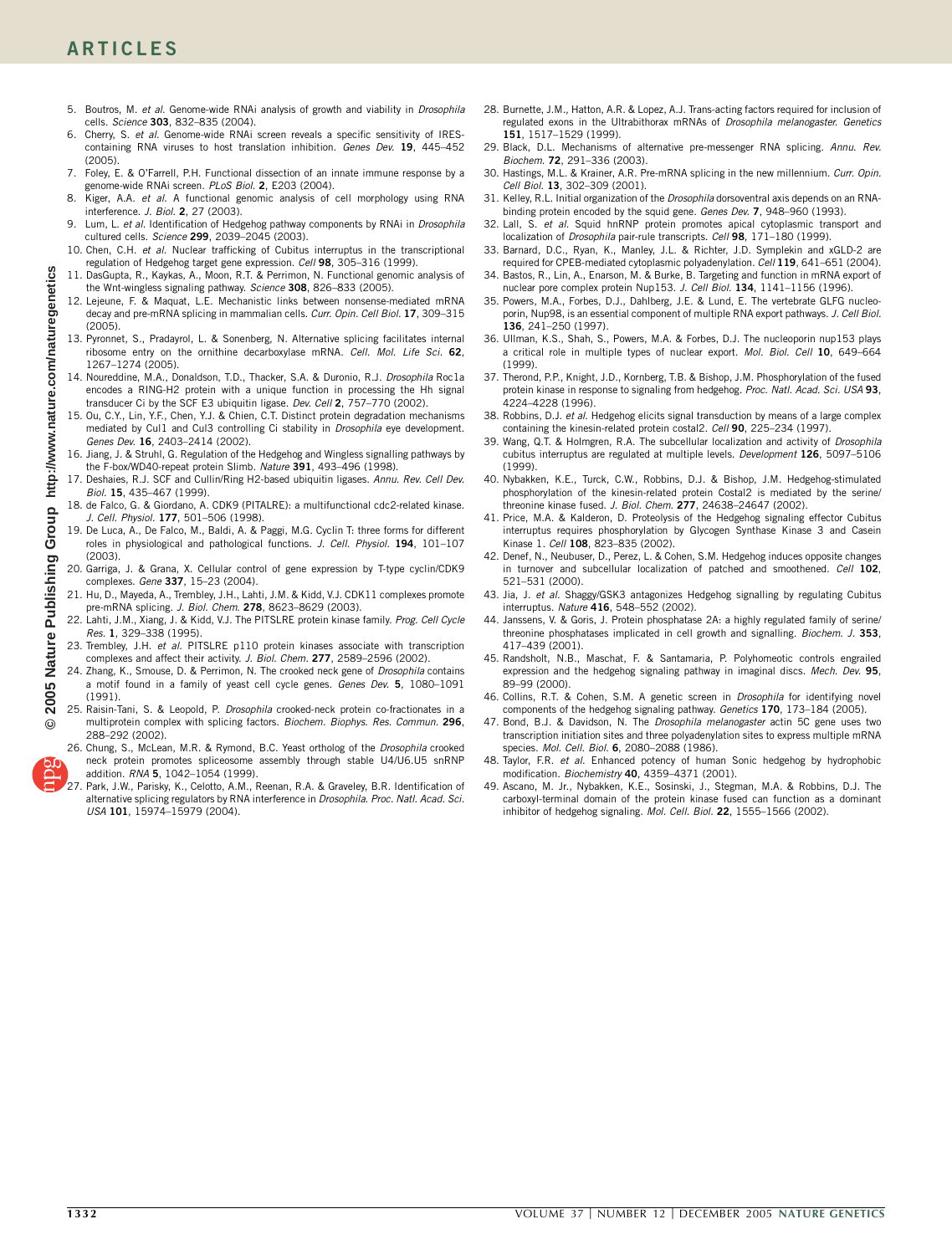5. Boutros, M. *et al.* Genome-wide RNAi analysis of growth and viability in *Drosophila* cells. *Science* **303**, 832–835 (2004).
6. Cherry, S. *et al.* Genome-wide RNAi screen reveals a specific sensitivity of IRES-containing RNA viruses to host translation inhibition. *Genes Dev.* **19**, 445–452 (2005).
7. Foley, E. & O'Farrell, P.H. Functional dissection of an innate immune response by a genome-wide RNAi screen. *PLoS Biol.* **2**, E203 (2004).
8. Kiger, A.A. *et al.* A functional genomic analysis of cell morphology using RNA interference. *J. Biol.* **2**, 27 (2003).
9. Lum, L. *et al.* Identification of Hedgehog pathway components by RNAi in *Drosophila* cultured cells. *Science* **299**, 2039–2045 (2003).
10. Chen, C.H. *et al.* Nuclear trafficking of Cubitus interruptus in the transcriptional regulation of Hedgehog target gene expression. *Cell* **98**, 305–316 (1999).
11. DasGupta, R., Kaykas, A., Moon, R.T. & Perrimon, N. Functional genomic analysis of the Wnt-wingless signaling pathway. *Science* **308**, 826–833 (2005).
12. Lejeune, F. & Maquat, L.E. Mechanistic links between nonsense-mediated mRNA decay and pre-mRNA splicing in mammalian cells. *Curr. Opin. Cell Biol.* **17**, 309–315 (2005).
13. Pyronnet, S., Pradayrol, L. & Sonenberg, N. Alternative splicing facilitates internal ribosome entry on the ornithine decarboxylase mRNA. *Cell. Mol. Life Sci.* **62**, 1267–1274 (2005).
14. Noureddine, M.A., Donaldson, T.D., Thacker, S.A. & Duronio, R.J. *Drosophila* Roc1a encodes a RING-H2 protein with a unique function in processing the Hh signal transducer Ci by the SCF E3 ubiquitin ligase. *Dev. Cell* **2**, 757–770 (2002).
15. Ou, C.Y., Lin, Y.F., Chen, Y.J. & Chien, C.T. Distinct protein degradation mechanisms mediated by Cul1 and Cul3 controlling Ci stability in *Drosophila* eye development. *Genes Dev.* **16**, 2403–2414 (2002).
16. Jiang, J. & Struhl, G. Regulation of the Hedgehog and Wingless signalling pathways by the F-box/WD40-repeat protein Slimb. *Nature* **391**, 493–496 (1998).
17. Deshaies, R.J. SCF and Cullin/Ring H2-based ubiquitin ligases. *Annu. Rev. Cell Dev. Biol.* **15**, 435–467 (1999).
18. de Falco, G. & Giordano, A. CDK9 (PITALRE): a multifunctional cdc2-related kinase. *J. Cell. Physiol.* **177**, 501–506 (1998).
19. De Luca, A., De Falco, M., Baldi, A. & Paggi, M.G. Cyclin T: three forms for different roles in physiological and pathological functions. *J. Cell. Physiol.* **194**, 101–107 (2003).
20. Garriga, J. & Grana, X. Cellular control of gene expression by T-type cyclin/CDK9 complexes. *Gene* **337**, 15–23 (2004).
21. Hu, D., Mayeda, A., Trembley, J.H., Lahti, J.M. & Kidd, V.J. CDK11 complexes promote pre-mRNA splicing. *J. Biol. Chem.* **278**, 8623–8629 (2003).
22. Lahti, J.M., Xiang, J. & Kidd, V.J. The PITSLRE protein kinase family. *Prog. Cell Cycle Res.* **1**, 329–338 (1995).
23. Trembley, J.H. *et al.* PITSLRE p110 protein kinases associate with transcription complexes and affect their activity. *J. Biol. Chem.* **277**, 2589–2596 (2002).
24. Zhang, K., Smouse, D. & Perrimon, N. The crooked neck gene of *Drosophila* contains a motif found in a family of yeast cell cycle genes. *Genes Dev.* **5**, 1080–1091 (1991).
25. Raisin-Tani, S. & Leopold, P. *Drosophila* crooked-neck protein co-fractionates in a multiprotein complex with splicing factors. *Biochem. Biophys. Res. Commun.* **296**, 288–292 (2002).
26. Chung, S., McLean, M.R. & Rymond, B.C. Yeast ortholog of the *Drosophila* crooked neck protein promotes spliceosome assembly through stable U4/U6.U5 snRNP addition. *RNA* **5**, 1042–1054 (1999).
27. Park, J.W., Parisky, K., Celotto, A.M., Reenan, R.A. & Graveley, B.R. Identification of alternative splicing regulators by RNA interference in *Drosophila*. *Proc. Natl. Acad. Sci. USA* **101**, 15974–15979 (2004).
28. Burnette, J.M., Hatton, A.R. & Lopez, A.J. Trans-acting factors required for inclusion of regulated exons in the Ultrabithorax mRNAs of *Drosophila melanogaster*. *Genetics* **151**, 1517–1529 (1999).
29. Black, D.L. Mechanisms of alternative pre-messenger RNA splicing. *Annu. Rev. Biochem.* **72**, 291–336 (2003).
30. Hastings, M.L. & Krainer, A.R. Pre-mRNA splicing in the new millennium. *Curr. Opin. Cell Biol.* **13**, 302–309 (2001).
31. Kelley, R.L. Initial organization of the *Drosophila* dorsoventral axis depends on an RNA-binding protein encoded by the squid gene. *Genes Dev.* **7**, 948–960 (1993).
32. Lall, S. *et al.* Squid hnRNP protein promotes apical cytoplasmic transport and localization of *Drosophila* pair-rule transcripts. *Cell* **98**, 171–180 (1999).
33. Barnard, D.C., Ryan, K., Manley, J.L. & Richter, J.D. Symplekin and xGLD-2 are required for CPEB-mediated cytoplasmic polyadenylation. *Cell* **119**, 641–651 (2004).
34. Bastos, R., Lin, A., Enarson, M. & Burke, B. Targeting and function in mRNA export of nuclear pore complex protein Nup153. *J. Cell Biol.* **134**, 1141–1156 (1996).
35. Powers, M.A., Forbes, D.J., Dahlberg, J.E. & Lund, E. The vertebrate GLFG nucleoporin, Nup98, is an essential component of multiple RNA export pathways. *J. Cell Biol.* **136**, 241–250 (1997).
36. Ullman, K.S., Shah, S., Powers, M.A. & Forbes, D.J. The nucleoporin nup153 plays a critical role in multiple types of nuclear export. *Mol. Biol. Cell* **10**, 649–664 (1999).
37. Therond, P.P., Knight, J.D., Kornberg, T.B. & Bishop, J.M. Phosphorylation of the fused protein kinase in response to signaling from hedgehog. *Proc. Natl. Acad. Sci. USA* **93**, 4224–4228 (1996).
38. Robbins, D.J. *et al.* Hedgehog elicits signal transduction by means of a large complex containing the kinesin-related protein costal2. *Cell* **90**, 225–234 (1997).
39. Wang, Q.T. & Holmgren, R.A. The subcellular localization and activity of *Drosophila* cubitus interruptus are regulated at multiple levels. *Development* **126**, 5097–5106 (1999).
40. Nybakken, K.E., Turck, C.W., Robbins, D.J. & Bishop, J.M. Hedgehog-stimulated phosphorylation of the kinesin-related protein Costal2 is mediated by the serine/threonine kinase fused. *J. Biol. Chem.* **277**, 24638–24647 (2002).
41. Price, M.A. & Kalderon, D. Proteolysis of the Hedgehog signaling effector Cubitus interruptus requires phosphorylation by Glycogen Synthase Kinase 3 and Casein Kinase 1. *Cell* **108**, 823–835 (2002).
42. Denef, N., Neubuser, D., Perez, L. & Cohen, S.M. Hedgehog induces opposite changes in turnover and subcellular localization of patched and smoothened. *Cell* **102**, 521–531 (2000).
43. Jia, J. *et al.* Shaggy/GSK3 antagonizes Hedgehog signalling by regulating Cubitus interruptus. *Nature* **416**, 548–552 (2002).
44. Janssens, V. & Goris, J. Protein phosphatase 2A: a highly regulated family of serine/threonine phosphatases implicated in cell growth and signalling. *Biochem. J.* **353**, 417–439 (2001).
45. Randsholt, N.B., Maschat, F. & Santamaria, P. Polyhomeotic controls engrailed expression and the hedgehog signaling pathway in imaginal discs. *Mech. Dev.* **95**, 89–99 (2000).
46. Collins, R.T. & Cohen, S.M. A genetic screen in *Drosophila* for identifying novel components of the hedgehog signaling pathway. *Genetics* **170**, 173–184 (2005).
47. Bond, B.J. & Davidson, N. The *Drosophila melanogaster* actin 5C gene uses two transcription initiation sites and three polyadenylation sites to express multiple mRNA species. *Mol. Cell. Biol.* **6**, 2080–2088 (1986).
48. Taylor, F.R. *et al.* Enhanced potency of human Sonic hedgehog by hydrophobic modification. *Biochemistry* **40**, 4359–4371 (2001).
49. Ascano, M. Jr., Nybakken, K.E., Sosinski, J., Stegman, M.A. & Robbins, D.J. The carboxyl-terminal domain of the protein kinase fused can function as a dominant inhibitor of hedgehog signaling. *Mol. Cell. Biol.* **22**, 1555–1566 (2002).